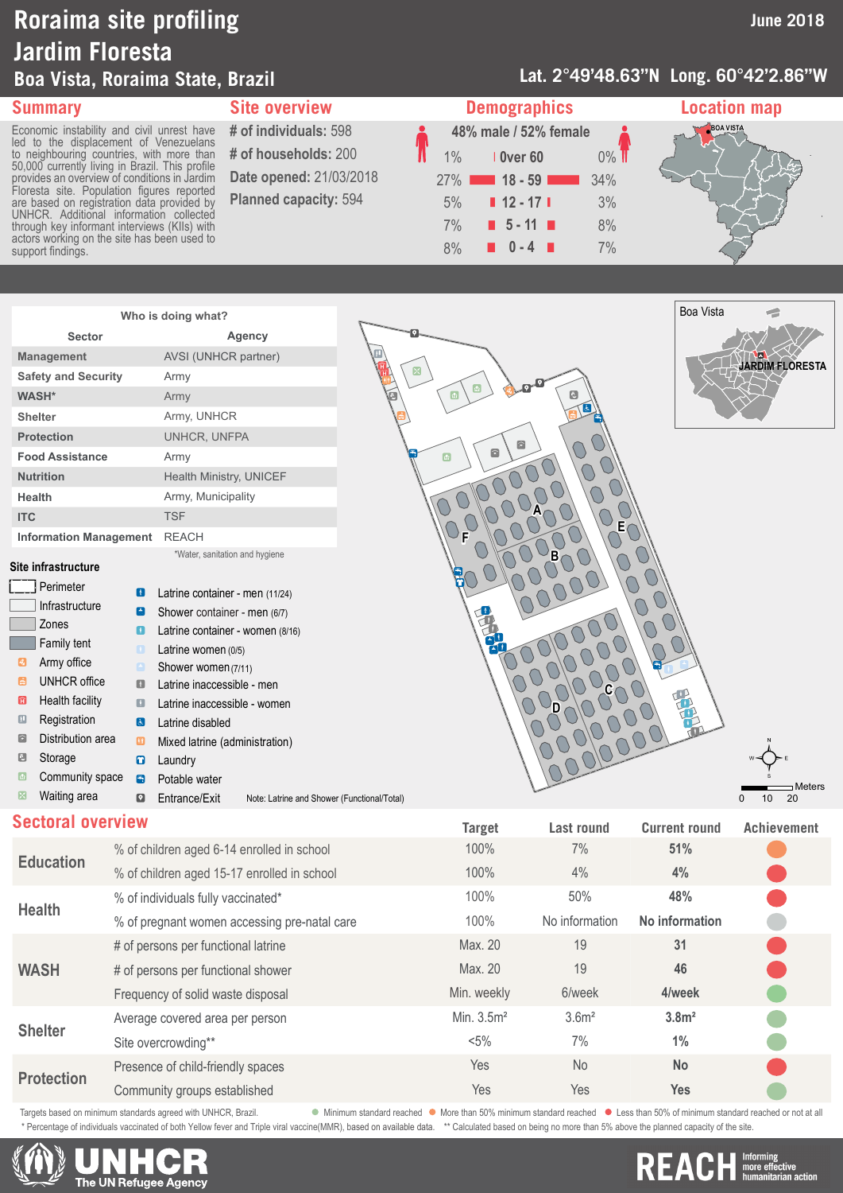# Roraima site profiling
# Jardim Floresta
## Boa Vista, Roraima State, Brazil

June 2018

Lat. 2°49'48.63"N Long. 60°42'2.86"W

## Summary

Economic instability and civil unrest have led to the displacement of Venezuelans to neighbouring countries, with more than 50,000 currently living in Brazil. This profile provides an overview of conditions in Jardim Floresta site. Population figures reported are based on registration data provided by UNHCR. Additional information collected through key informant interviews (KIIs) with actors working on the site has been used to support findings.

## Site overview

**# of individuals:** 598

**# of households:** 200

**Date opened:** 21/03/2018

**Planned capacity:** 594

## Demographics

48% male / 52% female

| Male | Age | Female |
|---|---|---|
| 1% | Over 60 | 0% |
| 27% | 18 - 59 | 34% |
| 5% | 12 - 17 | 3% |
| 7% | 5 - 11 | 8% |
| 8% | 0 - 4 | 7% |

## Location map

BOA VISTA

Boa Vista

JARDIM FLORESTA

## Who is doing what?

| Sector | Agency |
|---|---|
| Management | AVSI (UNHCR partner) |
| Safety and Security | Army |
| WASH* | Army |
| Shelter | Army, UNHCR |
| Protection | UNHCR, UNFPA |
| Food Assistance | Army |
| Nutrition | Health Ministry, UNICEF |
| Health | Army, Municipality |
| ITC | TSF |
| Information Management | REACH |

*Water, sanitation and hygiene

## Site infrastructure

- Perimeter
- Infrastructure
- Zones
- Family tent
- Army office
- UNHCR office
- Health facility
- Registration
- Distribution area
- Storage
- Community space
- Waiting area
- Latrine container - men (11/24)
- Shower container - men (6/7)
- Latrine container - women (8/16)
- Latrine women (0/5)
- Shower women (7/11)
- Latrine inaccessible - men
- Latrine inaccessible - women
- Latrine disabled
- Mixed latrine (administration)
- Laundry
- Potable water
- Entrance/Exit

Note: Latrine and Shower (Functional/Total)

Meters: 0 10 20

## Sectoral overview

| Sector | Indicator | Target | Last round | Current round | Achievement |
|---|---|---|---|---|---|
| Education | % of children aged 6-14 enrolled in school | 100% | 7% | **51%** | More than 50% minimum standard reached |
| | % of children aged 15-17 enrolled in school | 100% | 4% | **4%** | Less than 50% of minimum standard reached or not at all |
| Health | % of individuals fully vaccinated* | 100% | 50% | **48%** | Less than 50% of minimum standard reached or not at all |
| | % of pregnant women accessing pre-natal care | 100% | No information | **No information** | |
| WASH | # of persons per functional latrine | Max. 20 | 19 | **31** | Less than 50% of minimum standard reached or not at all |
| | # of persons per functional shower | Max. 20 | 19 | **46** | Less than 50% of minimum standard reached or not at all |
| | Frequency of solid waste disposal | Min. weekly | 6/week | **4/week** | Minimum standard reached |
| Shelter | Average covered area per person | Min. 3.5m² | 3.6m² | **3.8m²** | Minimum standard reached |
| | Site overcrowding** | <5% | 7% | **1%** | Minimum standard reached |
| Protection | Presence of child-friendly spaces | Yes | No | **No** | Less than 50% of minimum standard reached or not at all |
| | Community groups established | Yes | Yes | **Yes** | Minimum standard reached |

Targets based on minimum standards agreed with UNHCR, Brazil. ● Minimum standard reached ● More than 50% minimum standard reached ● Less than 50% of minimum standard reached or not at all

\* Percentage of individuals vaccinated of both Yellow fever and Triple viral vaccine(MMR), based on available data. \*\* Calculated based on being no more than 5% above the planned capacity of the site.

UNHCR The UN Refugee Agency

REACH Informing more effective humanitarian action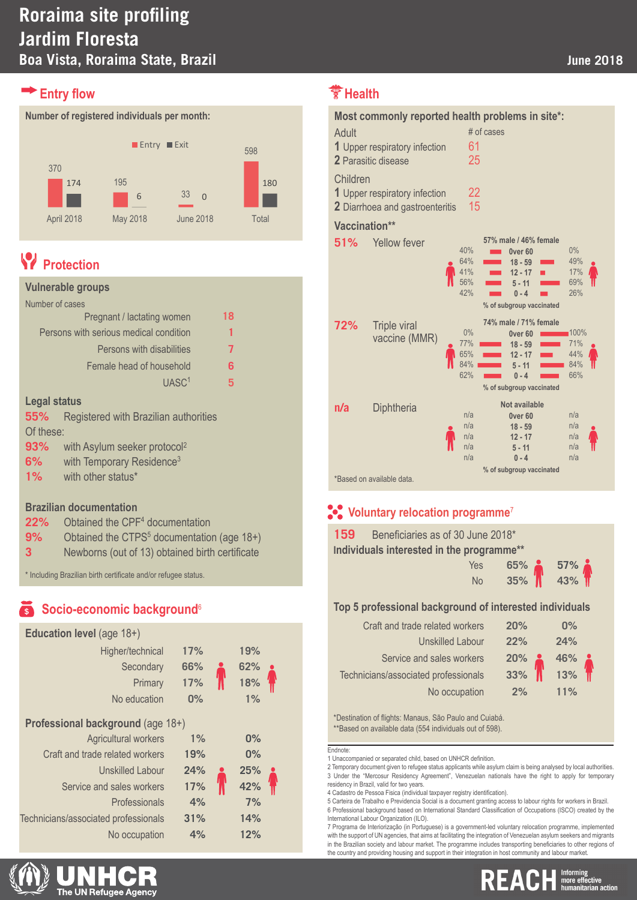# Roraima site profiling
# Jardim Floresta
## Boa Vista, Roraima State, Brazil

June 2018

## Entry flow

**Number of registered individuals per month:**

Entry  Exit

370  174
April 2018

195  6
May 2018

33  0
June 2018

598  180
Total

## Protection

### Vulnerable groups

Number of cases

| | |
|---|---|
| Pregnant / lactating women | 18 |
| Persons with serious medical condition | 1 |
| Persons with disabilities | 7 |
| Female head of household | 6 |
| UASC[1] | 5 |

### Legal status

**55%** Registered with Brazilian authorities

Of these:

**93%** with Asylum seeker protocol[2]

**6%** with Temporary Residence[3]

**1%** with other status*

### Brazilian documentation

**22%** Obtained the CPF[4] documentation

**9%** Obtained the CTPS[5] documentation (age 18+)

**3** Newborns (out of 13) obtained birth certificate

\* Including Brazilian birth certificate and/or refugee status.

## Socio-economic background[6]

### Education level (age 18+)

| | Male | Female |
|---|---|---|
| Higher/technical | 17% | 19% |
| Secondary | 66% | 62% |
| Primary | 17% | 18% |
| No education | 0% | 1% |

### Professional background (age 18+)

| | Male | Female |
|---|---|---|
| Agricultural workers | 1% | 0% |
| Craft and trade related workers | 19% | 0% |
| Unskilled Labour | 24% | 25% |
| Service and sales workers | 17% | 42% |
| Professionals | 4% | 7% |
| Technicians/associated professionals | 31% | 14% |
| No occupation | 4% | 12% |

## Health

### Most commonly reported health problems in site*:

| | # of cases |
|---|---|
| **Adult** | |
| 1 Upper respiratory infection | 61 |
| 2 Parasitic disease | 25 |
| **Children** | |
| 1 Upper respiratory infection | 22 |
| 2 Diarrhoea and gastroenteritis | 15 |

### Vaccination**

**51%** Yellow fever

57% male / 46% female

| Male | Age group | Female |
|---|---|---|
| 40% | Over 60 | 0% |
| 64% | 18 - 59 | 49% |
| 41% | 12 - 17 | 17% |
| 56% | 5 - 11 | 69% |
| 42% | 0 - 4 | 26% |

% of subgroup vaccinated

**72%** Triple viral vaccine (MMR)

74% male / 71% female

| Male | Age group | Female |
|---|---|---|
| 0% | Over 60 | 100% |
| 77% | 18 - 59 | 71% |
| 65% | 12 - 17 | 44% |
| 84% | 5 - 11 | 84% |
| 62% | 0 - 4 | 66% |

% of subgroup vaccinated

**n/a** Diphtheria

Not available

| Male | Age group | Female |
|---|---|---|
| n/a | Over 60 | n/a |
| n/a | 18 - 59 | n/a |
| n/a | 12 - 17 | n/a |
| n/a | 5 - 11 | n/a |
| n/a | 0 - 4 | n/a |

% of subgroup vaccinated

\*Based on available data.

## Voluntary relocation programme[7]

**159** Beneficiaries as of 30 June 2018*

**Individuals interested in the programme****

| | Male | Female |
|---|---|---|
| Yes | 65% | 57% |
| No | 35% | 43% |

### Top 5 professional background of interested individuals

| | Male | Female |
|---|---|---|
| Craft and trade related workers | 20% | 0% |
| Unskilled Labour | 22% | 24% |
| Service and sales workers | 20% | 46% |
| Technicians/associated professionals | 33% | 13% |
| No occupation | 2% | 11% |

\*Destination of flights: Manaus, São Paulo and Cuiabá.
\**Based on available data (554 individuals out of 598).

Endnote:
1 Unaccompanied or separated child, based on UNHCR definition.
2 Temporary document given to refugee status applicants while asylum claim is being analysed by local authorities.
3 Under the "Mercosur Residency Agreement", Venezuelan nationals have the right to apply for temporary residency in Brazil, valid for two years.
4 Cadastro de Pessoa Fisica (individual taxpayer registry identification).
5 Carteira de Trabalho e Previdencia Social is a document granting access to labour rights for workers in Brazil.
6 Professional background based on International Standard Classification of Occupations (ISCO) created by the International Labour Organization (ILO).
7 Programa de Interiorização (in Portuguese) is a government-led voluntary relocation programme, implemented with the support of UN agencies, that aims at facilitating the integration of Venezuelan asylum seekers and migrants in the Brazilian society and labour market. The programme includes transporting beneficiaries to other regions of the country and providing housing and support in their integration in host community and labour market.

UNHCR The UN Refugee Agency

REACH Informing more effective humanitarian action